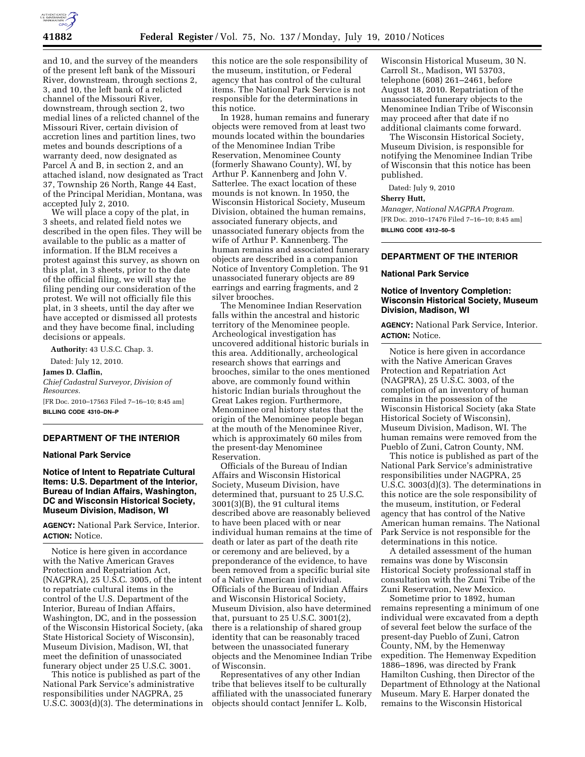and 10, and the survey of the meanders of the present left bank of the Missouri River, downstream, through sections 2, 3, and 10, the left bank of a relicted channel of the Missouri River, downstream, through section 2, two medial lines of a relicted channel of the Missouri River, certain division of accretion lines and partition lines, two metes and bounds descriptions of a warranty deed, now designated as Parcel A and B, in section 2, and an attached island, now designated as Tract 37, Township 26 North, Range 44 East, of the Principal Meridian, Montana, was accepted July 2, 2010.

We will place a copy of the plat, in 3 sheets, and related field notes we described in the open files. They will be available to the public as a matter of information. If the BLM receives a protest against this survey, as shown on this plat, in 3 sheets, prior to the date of the official filing, we will stay the filing pending our consideration of the protest. We will not officially file this plat, in 3 sheets, until the day after we have accepted or dismissed all protests and they have become final, including decisions or appeals.

**Authority:** 43 U.S.C. Chap. 3.

Dated: July 12, 2010.

**James D. Claflin,**

*Chief Cadastral Surveyor, Division of Resources.*

[FR Doc. 2010–17563 Filed 7–16–10; 8:45 am]

**BILLING CODE 4310–DN–P**

---

## DEPARTMENT OF THE INTERIOR

### National Park Service

### Notice of Intent to Repatriate Cultural Items: U.S. Department of the Interior, Bureau of Indian Affairs, Washington, DC and Wisconsin Historical Society, Museum Division, Madison, WI

**AGENCY:** National Park Service, Interior.

**ACTION:** Notice.

Notice is here given in accordance with the Native American Graves Protection and Repatriation Act, (NAGPRA), 25 U.S.C. 3005, of the intent to repatriate cultural items in the control of the U.S. Department of the Interior, Bureau of Indian Affairs, Washington, DC, and in the possession of the Wisconsin Historical Society, (aka State Historical Society of Wisconsin), Museum Division, Madison, WI, that meet the definition of unassociated funerary object under 25 U.S.C. 3001.

This notice is published as part of the National Park Service's administrative responsibilities under NAGPRA, 25 U.S.C. 3003(d)(3). The determinations in this notice are the sole responsibility of the museum, institution, or Federal agency that has control of the cultural items. The National Park Service is not responsible for the determinations in this notice.

In 1928, human remains and funerary objects were removed from at least two mounds located within the boundaries of the Menominee Indian Tribe Reservation, Menominee County (formerly Shawano County), WI, by Arthur P. Kannenberg and John V. Satterlee. The exact location of these mounds is not known. In 1950, the Wisconsin Historical Society, Museum Division, obtained the human remains, associated funerary objects, and unassociated funerary objects from the wife of Arthur P. Kannenberg. The human remains and associated funerary objects are described in a companion Notice of Inventory Completion. The 91 unassociated funerary objects are 89 earrings and earring fragments, and 2 silver brooches.

The Menominee Indian Reservation falls within the ancestral and historic territory of the Menominee people. Archeological investigation has uncovered additional historic burials in this area. Additionally, archeological research shows that earrings and brooches, similar to the ones mentioned above, are commonly found within historic Indian burials throughout the Great Lakes region. Furthermore, Menominee oral history states that the origin of the Menominee people began at the mouth of the Menominee River, which is approximately 60 miles from the present-day Menominee Reservation.

Officials of the Bureau of Indian Affairs and Wisconsin Historical Society, Museum Division, have determined that, pursuant to 25 U.S.C. 3001(3)(B), the 91 cultural items described above are reasonably believed to have been placed with or near individual human remains at the time of death or later as part of the death rite or ceremony and are believed, by a preponderance of the evidence, to have been removed from a specific burial site of a Native American individual. Officials of the Bureau of Indian Affairs and Wisconsin Historical Society, Museum Division, also have determined that, pursuant to 25 U.S.C. 3001(2), there is a relationship of shared group identity that can be reasonably traced between the unassociated funerary objects and the Menominee Indian Tribe of Wisconsin.

Representatives of any other Indian tribe that believes itself to be culturally affiliated with the unassociated funerary objects should contact Jennifer L. Kolb, Wisconsin Historical Museum, 30 N. Carroll St., Madison, WI 53703, telephone (608) 261–2461, before August 18, 2010. Repatriation of the unassociated funerary objects to the Menominee Indian Tribe of Wisconsin may proceed after that date if no additional claimants come forward.

The Wisconsin Historical Society, Museum Division, is responsible for notifying the Menominee Indian Tribe of Wisconsin that this notice has been published.

Dated: July 9, 2010

**Sherry Hutt,**

*Manager, National NAGPRA Program.*

[FR Doc. 2010–17476 Filed 7–16–10; 8:45 am]

**BILLING CODE 4312–50–S**

---

## DEPARTMENT OF THE INTERIOR

### National Park Service

### Notice of Inventory Completion: Wisconsin Historical Society, Museum Division, Madison, WI

**AGENCY:** National Park Service, Interior.

**ACTION:** Notice.

Notice is here given in accordance with the Native American Graves Protection and Repatriation Act (NAGPRA), 25 U.S.C. 3003, of the completion of an inventory of human remains in the possession of the Wisconsin Historical Society (aka State Historical Society of Wisconsin), Museum Division, Madison, WI. The human remains were removed from the Pueblo of Zuni, Catron County, NM.

This notice is published as part of the National Park Service's administrative responsibilities under NAGPRA, 25 U.S.C. 3003(d)(3). The determinations in this notice are the sole responsibility of the museum, institution, or Federal agency that has control of the Native American human remains. The National Park Service is not responsible for the determinations in this notice.

A detailed assessment of the human remains was done by Wisconsin Historical Society professional staff in consultation with the Zuni Tribe of the Zuni Reservation, New Mexico.

Sometime prior to 1892, human remains representing a minimum of one individual were excavated from a depth of several feet below the surface of the present-day Pueblo of Zuni, Catron County, NM, by the Hemenway expedition. The Hemenway Expedition 1886–1896, was directed by Frank Hamilton Cushing, then Director of the Department of Ethnology at the National Museum. Mary E. Harper donated the remains to the Wisconsin Historical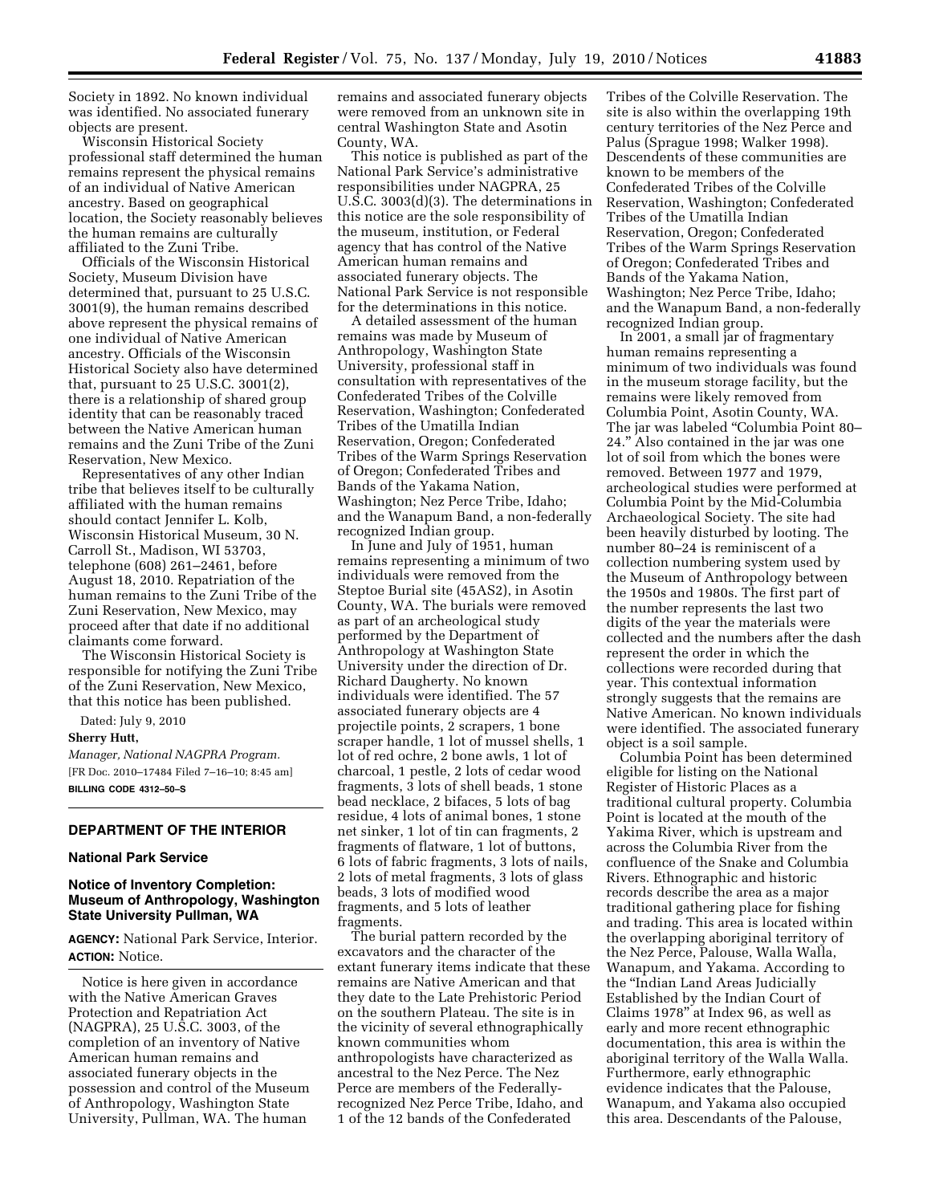Society in 1892. No known individual was identified. No associated funerary objects are present.

Wisconsin Historical Society professional staff determined the human remains represent the physical remains of an individual of Native American ancestry. Based on geographical location, the Society reasonably believes the human remains are culturally affiliated to the Zuni Tribe.

Officials of the Wisconsin Historical Society, Museum Division have determined that, pursuant to 25 U.S.C. 3001(9), the human remains described above represent the physical remains of one individual of Native American ancestry. Officials of the Wisconsin Historical Society also have determined that, pursuant to 25 U.S.C. 3001(2), there is a relationship of shared group identity that can be reasonably traced between the Native American human remains and the Zuni Tribe of the Zuni Reservation, New Mexico.

Representatives of any other Indian tribe that believes itself to be culturally affiliated with the human remains should contact Jennifer L. Kolb, Wisconsin Historical Museum, 30 N. Carroll St., Madison, WI 53703, telephone (608) 261–2461, before August 18, 2010. Repatriation of the human remains to the Zuni Tribe of the Zuni Reservation, New Mexico, may proceed after that date if no additional claimants come forward.

The Wisconsin Historical Society is responsible for notifying the Zuni Tribe of the Zuni Reservation, New Mexico, that this notice has been published.

Dated: July 9, 2010

**Sherry Hutt,**

*Manager, National NAGPRA Program.*

[FR Doc. 2010–17484 Filed 7–16–10; 8:45 am]

**BILLING CODE 4312–50–S**

## DEPARTMENT OF THE INTERIOR

### National Park Service

### Notice of Inventory Completion: Museum of Anthropology, Washington State University Pullman, WA

**AGENCY:** National Park Service, Interior.

**ACTION:** Notice.

Notice is here given in accordance with the Native American Graves Protection and Repatriation Act (NAGPRA), 25 U.S.C. 3003, of the completion of an inventory of Native American human remains and associated funerary objects in the possession and control of the Museum of Anthropology, Washington State University, Pullman, WA. The human remains and associated funerary objects were removed from an unknown site in central Washington State and Asotin County, WA.

This notice is published as part of the National Park Service's administrative responsibilities under NAGPRA, 25 U.S.C. 3003(d)(3). The determinations in this notice are the sole responsibility of the museum, institution, or Federal agency that has control of the Native American human remains and associated funerary objects. The National Park Service is not responsible for the determinations in this notice.

A detailed assessment of the human remains was made by Museum of Anthropology, Washington State University, professional staff in consultation with representatives of the Confederated Tribes of the Colville Reservation, Washington; Confederated Tribes of the Umatilla Indian Reservation, Oregon; Confederated Tribes of the Warm Springs Reservation of Oregon; Confederated Tribes and Bands of the Yakama Nation, Washington; Nez Perce Tribe, Idaho; and the Wanapum Band, a non-federally recognized Indian group.

In June and July of 1951, human remains representing a minimum of two individuals were removed from the Steptoe Burial site (45AS2), in Asotin County, WA. The burials were removed as part of an archeological study performed by the Department of Anthropology at Washington State University under the direction of Dr. Richard Daugherty. No known individuals were identified. The 57 associated funerary objects are 4 projectile points, 2 scrapers, 1 bone scraper handle, 1 lot of mussel shells, 1 lot of red ochre, 2 bone awls, 1 lot of charcoal, 1 pestle, 2 lots of cedar wood fragments, 3 lots of shell beads, 1 stone bead necklace, 2 bifaces, 5 lots of bag residue, 4 lots of animal bones, 1 stone net sinker, 1 lot of tin can fragments, 2 fragments of flatware, 1 lot of buttons, 6 lots of fabric fragments, 3 lots of nails, 2 lots of metal fragments, 3 lots of glass beads, 3 lots of modified wood fragments, and 5 lots of leather fragments.

The burial pattern recorded by the excavators and the character of the extant funerary items indicate that these remains are Native American and that they date to the Late Prehistoric Period on the southern Plateau. The site is in the vicinity of several ethnographically known communities whom anthropologists have characterized as ancestral to the Nez Perce. The Nez Perce are members of the Federally-recognized Nez Perce Tribe, Idaho, and 1 of the 12 bands of the Confederated Tribes of the Colville Reservation. The site is also within the overlapping 19th century territories of the Nez Perce and Palus (Sprague 1998; Walker 1998). Descendents of these communities are known to be members of the Confederated Tribes of the Colville Reservation, Washington; Confederated Tribes of the Umatilla Indian Reservation, Oregon; Confederated Tribes of the Warm Springs Reservation of Oregon; Confederated Tribes and Bands of the Yakama Nation, Washington; Nez Perce Tribe, Idaho; and the Wanapum Band, a non-federally recognized Indian group.

In 2001, a small jar of fragmentary human remains representing a minimum of two individuals was found in the museum storage facility, but the remains were likely removed from Columbia Point, Asotin County, WA. The jar was labeled "Columbia Point 80–24." Also contained in the jar was one lot of soil from which the bones were removed. Between 1977 and 1979, archeological studies were performed at Columbia Point by the Mid-Columbia Archaeological Society. The site had been heavily disturbed by looting. The number 80–24 is reminiscent of a collection numbering system used by the Museum of Anthropology between the 1950s and 1980s. The first part of the number represents the last two digits of the year the materials were collected and the numbers after the dash represent the order in which the collections were recorded during that year. This contextual information strongly suggests that the remains are Native American. No known individuals were identified. The associated funerary object is a soil sample.

Columbia Point has been determined eligible for listing on the National Register of Historic Places as a traditional cultural property. Columbia Point is located at the mouth of the Yakima River, which is upstream and across the Columbia River from the confluence of the Snake and Columbia Rivers. Ethnographic and historic records describe the area as a major traditional gathering place for fishing and trading. This area is located within the overlapping aboriginal territory of the Nez Perce, Palouse, Walla Walla, Wanapum, and Yakama. According to the "Indian Land Areas Judicially Established by the Indian Court of Claims 1978" at Index 96, as well as early and more recent ethnographic documentation, this area is within the aboriginal territory of the Walla Walla. Furthermore, early ethnographic evidence indicates that the Palouse, Wanapum, and Yakama also occupied this area. Descendants of the Palouse,